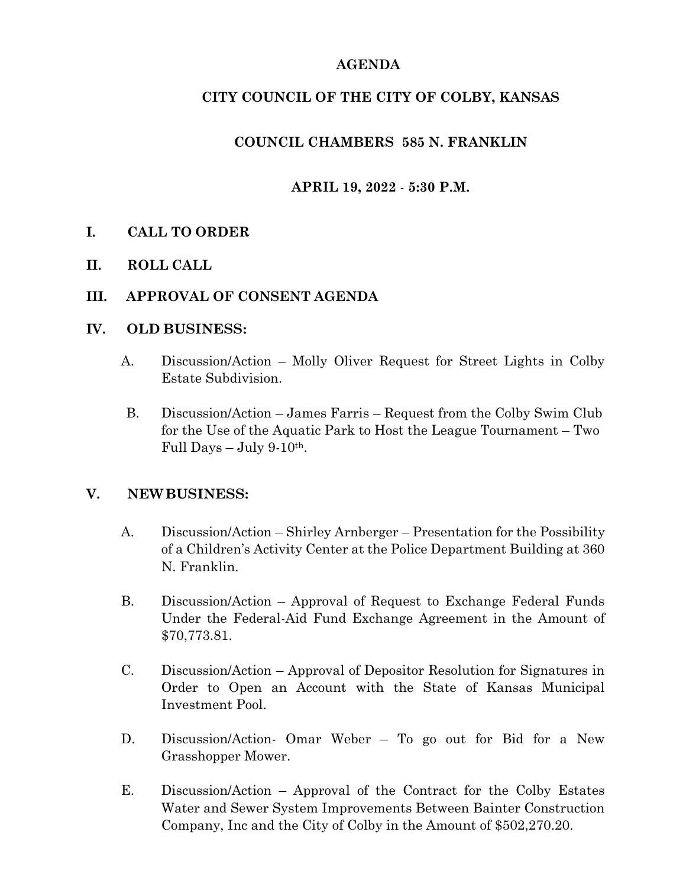# AGENDA

## CITY COUNCIL OF THE CITY OF COLBY, KANSAS

## COUNCIL CHAMBERS 585 N. FRANKLIN

## APRIL 19, 2022 - 5:30 P.M.

**I. CALL TO ORDER**

**II. ROLL CALL**

**III. APPROVAL OF CONSENT AGENDA**

**IV. OLD BUSINESS:**

A. Discussion/Action – Molly Oliver Request for Street Lights in Colby Estate Subdivision.

B. Discussion/Action – James Farris – Request from the Colby Swim Club for the Use of the Aquatic Park to Host the League Tournament – Two Full Days – July 9-10th.

**V. NEW BUSINESS:**

A. Discussion/Action – Shirley Arnberger – Presentation for the Possibility of a Children's Activity Center at the Police Department Building at 360 N. Franklin.

B. Discussion/Action – Approval of Request to Exchange Federal Funds Under the Federal-Aid Fund Exchange Agreement in the Amount of $70,773.81.

C. Discussion/Action – Approval of Depositor Resolution for Signatures in Order to Open an Account with the State of Kansas Municipal Investment Pool.

D. Discussion/Action- Omar Weber – To go out for Bid for a New Grasshopper Mower.

E. Discussion/Action – Approval of the Contract for the Colby Estates Water and Sewer System Improvements Between Bainter Construction Company, Inc and the City of Colby in the Amount of $502,270.20.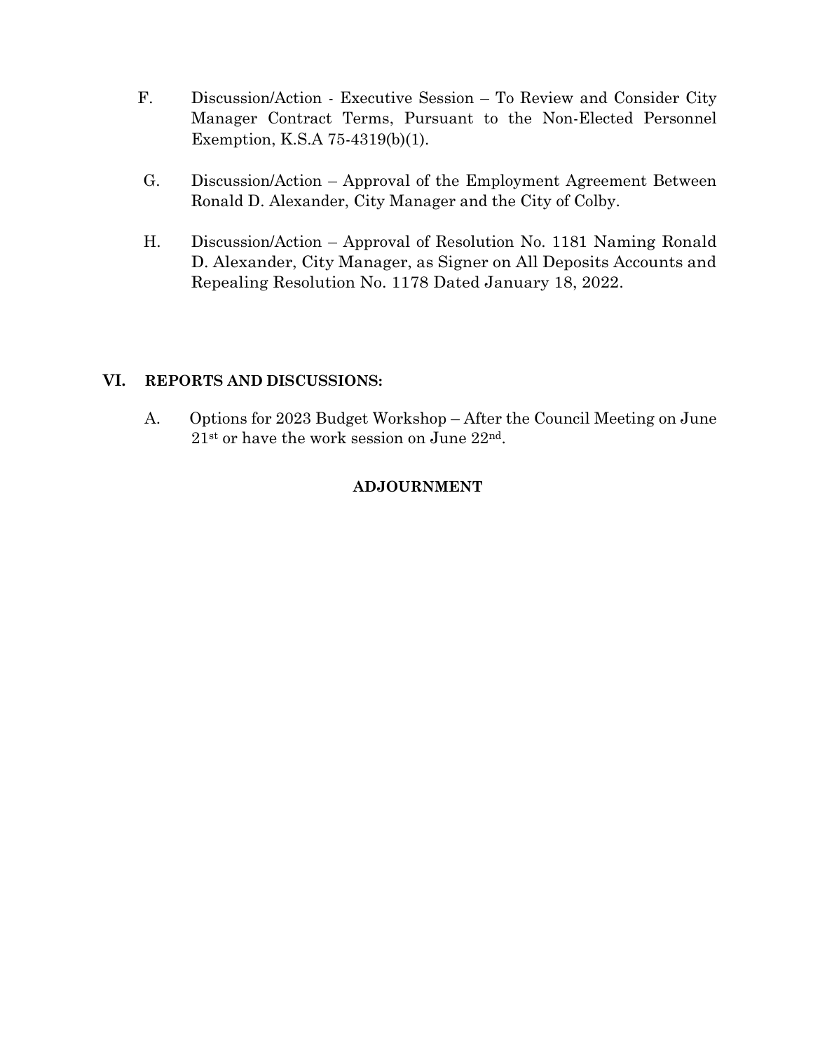F. Discussion/Action - Executive Session – To Review and Consider City Manager Contract Terms, Pursuant to the Non-Elected Personnel Exemption, K.S.A 75-4319(b)(1).

G. Discussion/Action – Approval of the Employment Agreement Between Ronald D. Alexander, City Manager and the City of Colby.

H. Discussion/Action – Approval of Resolution No. 1181 Naming Ronald D. Alexander, City Manager, as Signer on All Deposits Accounts and Repealing Resolution No. 1178 Dated January 18, 2022.

## VI. REPORTS AND DISCUSSIONS:

A. Options for 2023 Budget Workshop – After the Council Meeting on June 21st or have the work session on June 22nd.

**ADJOURNMENT**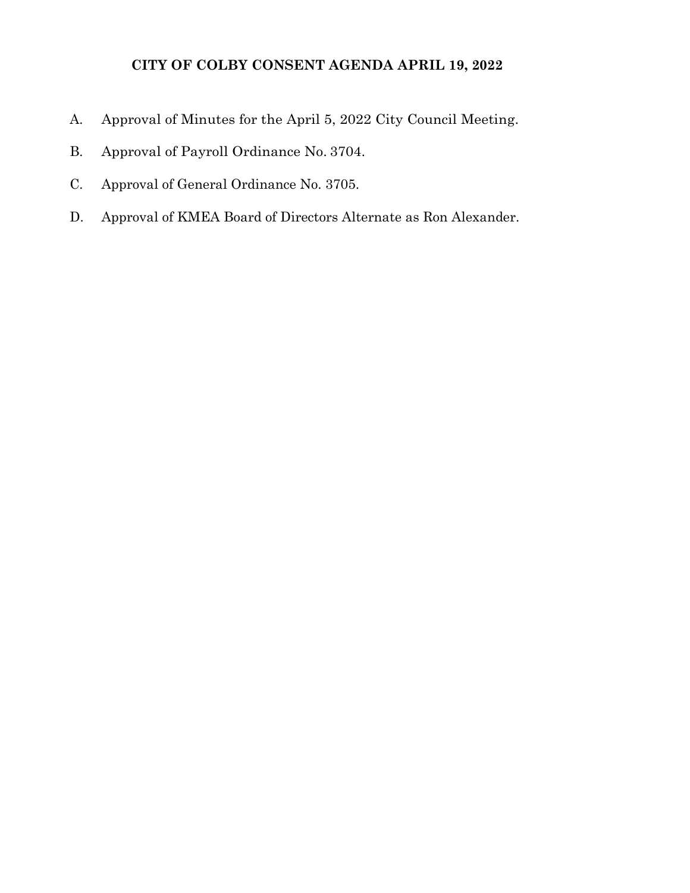# CITY OF COLBY CONSENT AGENDA APRIL 19, 2022

A. Approval of Minutes for the April 5, 2022 City Council Meeting.

B. Approval of Payroll Ordinance No. 3704.

C. Approval of General Ordinance No. 3705.

D. Approval of KMEA Board of Directors Alternate as Ron Alexander.